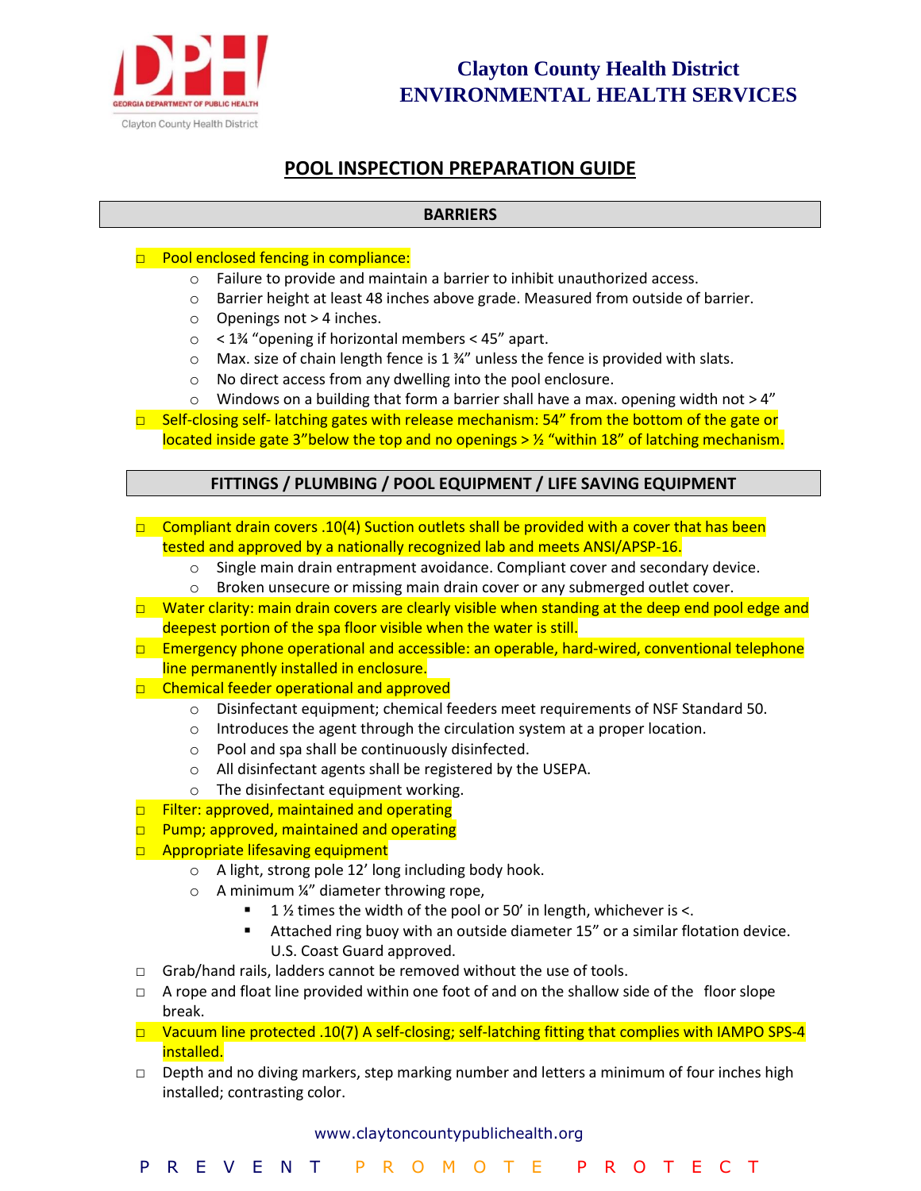Clayton County Health District
ENVIRONMENTAL HEALTH SERVICES

# POOL INSPECTION PREPARATION GUIDE

## BARRIERS

- □ Pool enclosed fencing in compliance:
  - Failure to provide and maintain a barrier to inhibit unauthorized access.
  - Barrier height at least 48 inches above grade. Measured from outside of barrier.
  - Openings not > 4 inches.
  - < 1¾ "opening if horizontal members < 45" apart.
  - Max. size of chain length fence is 1 ¾" unless the fence is provided with slats.
  - No direct access from any dwelling into the pool enclosure.
  - Windows on a building that form a barrier shall have a max. opening width not > 4"
- □ Self-closing self- latching gates with release mechanism: 54" from the bottom of the gate or located inside gate 3"below the top and no openings > ½ "within 18" of latching mechanism.

## FITTINGS / PLUMBING / POOL EQUIPMENT / LIFE SAVING EQUIPMENT

- □ Compliant drain covers .10(4) Suction outlets shall be provided with a cover that has been tested and approved by a nationally recognized lab and meets ANSI/APSP-16.
  - Single main drain entrapment avoidance. Compliant cover and secondary device.
  - Broken unsecure or missing main drain cover or any submerged outlet cover.
- □ Water clarity: main drain covers are clearly visible when standing at the deep end pool edge and deepest portion of the spa floor visible when the water is still.
- □ Emergency phone operational and accessible: an operable, hard-wired, conventional telephone line permanently installed in enclosure.
- □ Chemical feeder operational and approved
  - Disinfectant equipment; chemical feeders meet requirements of NSF Standard 50.
  - Introduces the agent through the circulation system at a proper location.
  - Pool and spa shall be continuously disinfected.
  - All disinfectant agents shall be registered by the USEPA.
  - The disinfectant equipment working.
- □ Filter: approved, maintained and operating
- □ Pump; approved, maintained and operating
- □ Appropriate lifesaving equipment
  - A light, strong pole 12' long including body hook.
  - A minimum ¼" diameter throwing rope,
    - 1 ½ times the width of the pool or 50' in length, whichever is <.
    - Attached ring buoy with an outside diameter 15" or a similar flotation device. U.S. Coast Guard approved.
- □ Grab/hand rails, ladders cannot be removed without the use of tools.
- □ A rope and float line provided within one foot of and on the shallow side of the floor slope break.
- □ Vacuum line protected .10(7) A self-closing; self-latching fitting that complies with IAMPO SPS-4 installed.
- □ Depth and no diving markers, step marking number and letters a minimum of four inches high installed; contrasting color.

www.claytoncountypublichealth.org

PREVENT PROMOTE PROTECT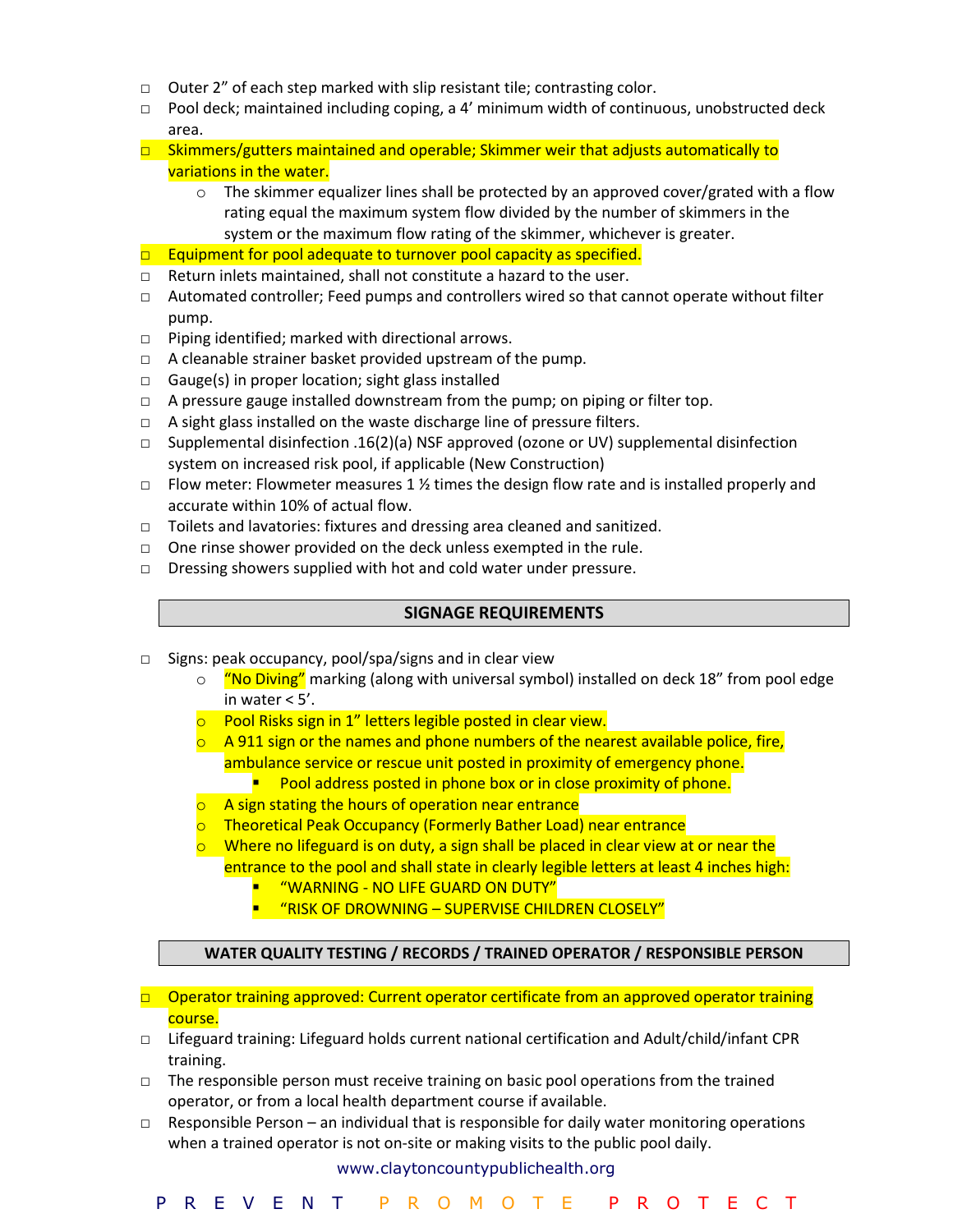- ☐ Outer 2” of each step marked with slip resistant tile; contrasting color.
- ☐ Pool deck; maintained including coping, a 4’ minimum width of continuous, unobstructed deck area.
- ☐ Skimmers/gutters maintained and operable; Skimmer weir that adjusts automatically to variations in the water.
    - The skimmer equalizer lines shall be protected by an approved cover/grated with a flow rating equal the maximum system flow divided by the number of skimmers in the system or the maximum flow rating of the skimmer, whichever is greater.
- ☐ Equipment for pool adequate to turnover pool capacity as specified.
- ☐ Return inlets maintained, shall not constitute a hazard to the user.
- ☐ Automated controller; Feed pumps and controllers wired so that cannot operate without filter pump.
- ☐ Piping identified; marked with directional arrows.
- ☐ A cleanable strainer basket provided upstream of the pump.
- ☐ Gauge(s) in proper location; sight glass installed
- ☐ A pressure gauge installed downstream from the pump; on piping or filter top.
- ☐ A sight glass installed on the waste discharge line of pressure filters.
- ☐ Supplemental disinfection .16(2)(a) NSF approved (ozone or UV) supplemental disinfection system on increased risk pool, if applicable (New Construction)
- ☐ Flow meter: Flowmeter measures 1 ½ times the design flow rate and is installed properly and accurate within 10% of actual flow.
- ☐ Toilets and lavatories: fixtures and dressing area cleaned and sanitized.
- ☐ One rinse shower provided on the deck unless exempted in the rule.
- ☐ Dressing showers supplied with hot and cold water under pressure.

## SIGNAGE REQUIREMENTS

- ☐ Signs: peak occupancy, pool/spa/signs and in clear view
    - “No Diving” marking (along with universal symbol) installed on deck 18” from pool edge in water < 5’.
    - Pool Risks sign in 1” letters legible posted in clear view.
    - A 911 sign or the names and phone numbers of the nearest available police, fire, ambulance service or rescue unit posted in proximity of emergency phone.
        - Pool address posted in phone box or in close proximity of phone.
    - A sign stating the hours of operation near entrance
    - Theoretical Peak Occupancy (Formerly Bather Load) near entrance
    - Where no lifeguard is on duty, a sign shall be placed in clear view at or near the entrance to the pool and shall state in clearly legible letters at least 4 inches high:
        - “WARNING - NO LIFE GUARD ON DUTY”
        - “RISK OF DROWNING – SUPERVISE CHILDREN CLOSELY”

## WATER QUALITY TESTING / RECORDS / TRAINED OPERATOR / RESPONSIBLE PERSON

- ☐ Operator training approved: Current operator certificate from an approved operator training course.
- ☐ Lifeguard training: Lifeguard holds current national certification and Adult/child/infant CPR training.
- ☐ The responsible person must receive training on basic pool operations from the trained operator, or from a local health department course if available.
- ☐ Responsible Person – an individual that is responsible for daily water monitoring operations when a trained operator is not on-site or making visits to the public pool daily.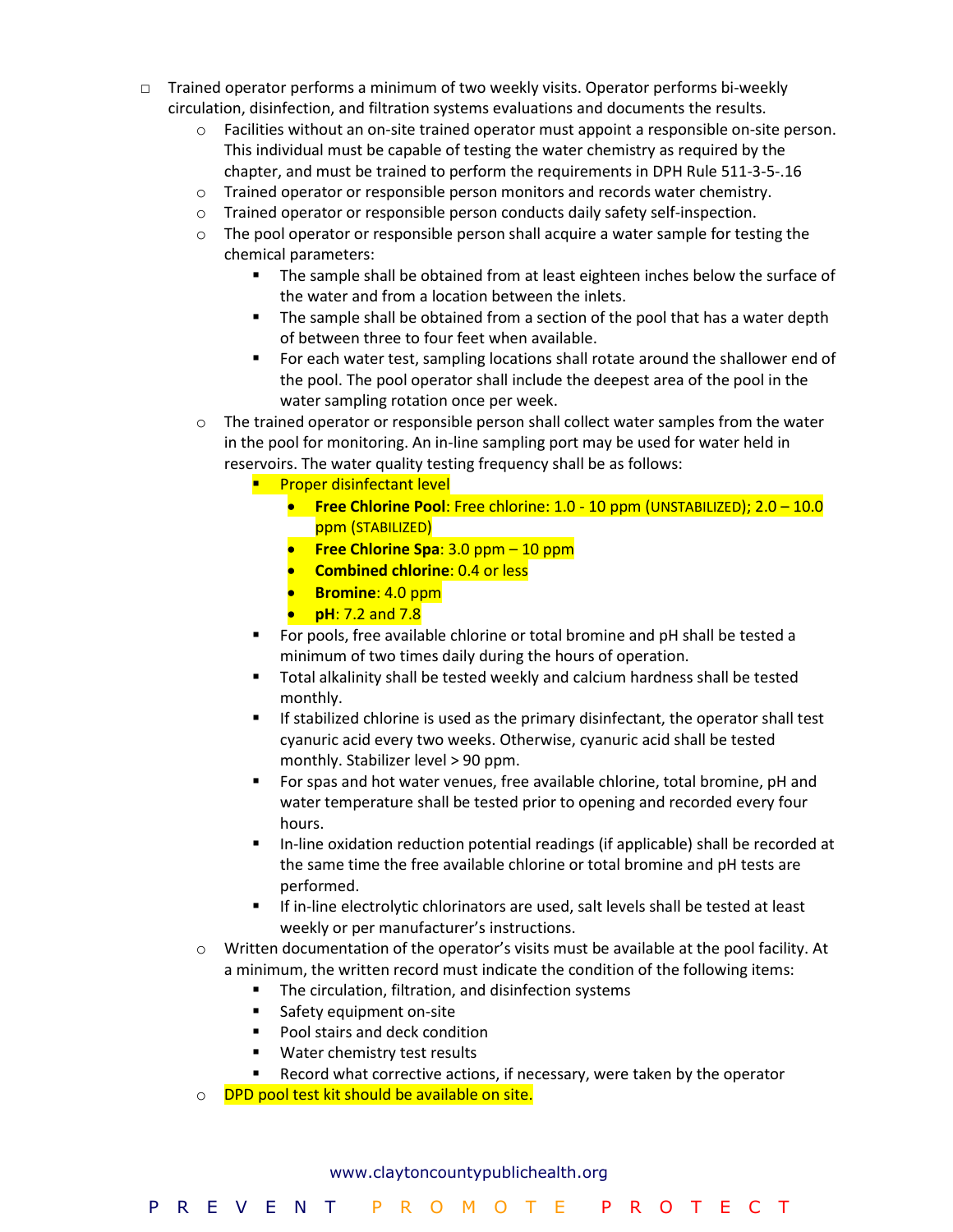- ☐ Trained operator performs a minimum of two weekly visits. Operator performs bi-weekly circulation, disinfection, and filtration systems evaluations and documents the results.
  - Facilities without an on-site trained operator must appoint a responsible on-site person. This individual must be capable of testing the water chemistry as required by the chapter, and must be trained to perform the requirements in DPH Rule 511-3-5-.16
  - Trained operator or responsible person monitors and records water chemistry.
  - Trained operator or responsible person conducts daily safety self-inspection.
  - The pool operator or responsible person shall acquire a water sample for testing the chemical parameters:
    - The sample shall be obtained from at least eighteen inches below the surface of the water and from a location between the inlets.
    - The sample shall be obtained from a section of the pool that has a water depth of between three to four feet when available.
    - For each water test, sampling locations shall rotate around the shallower end of the pool. The pool operator shall include the deepest area of the pool in the water sampling rotation once per week.
  - The trained operator or responsible person shall collect water samples from the water in the pool for monitoring. An in-line sampling port may be used for water held in reservoirs. The water quality testing frequency shall be as follows:
    - Proper disinfectant level
      - **Free Chlorine Pool**: Free chlorine: 1.0 - 10 ppm (UNSTABILIZED); 2.0 – 10.0 ppm (STABILIZED)
      - **Free Chlorine Spa**: 3.0 ppm – 10 ppm
      - **Combined chlorine**: 0.4 or less
      - **Bromine**: 4.0 ppm
      - **pH**: 7.2 and 7.8
    - For pools, free available chlorine or total bromine and pH shall be tested a minimum of two times daily during the hours of operation.
    - Total alkalinity shall be tested weekly and calcium hardness shall be tested monthly.
    - If stabilized chlorine is used as the primary disinfectant, the operator shall test cyanuric acid every two weeks. Otherwise, cyanuric acid shall be tested monthly. Stabilizer level > 90 ppm.
    - For spas and hot water venues, free available chlorine, total bromine, pH and water temperature shall be tested prior to opening and recorded every four hours.
    - In-line oxidation reduction potential readings (if applicable) shall be recorded at the same time the free available chlorine or total bromine and pH tests are performed.
    - If in-line electrolytic chlorinators are used, salt levels shall be tested at least weekly or per manufacturer's instructions.
  - Written documentation of the operator's visits must be available at the pool facility. At a minimum, the written record must indicate the condition of the following items:
    - The circulation, filtration, and disinfection systems
    - Safety equipment on-site
    - Pool stairs and deck condition
    - Water chemistry test results
    - Record what corrective actions, if necessary, were taken by the operator
  - DPD pool test kit should be available on site.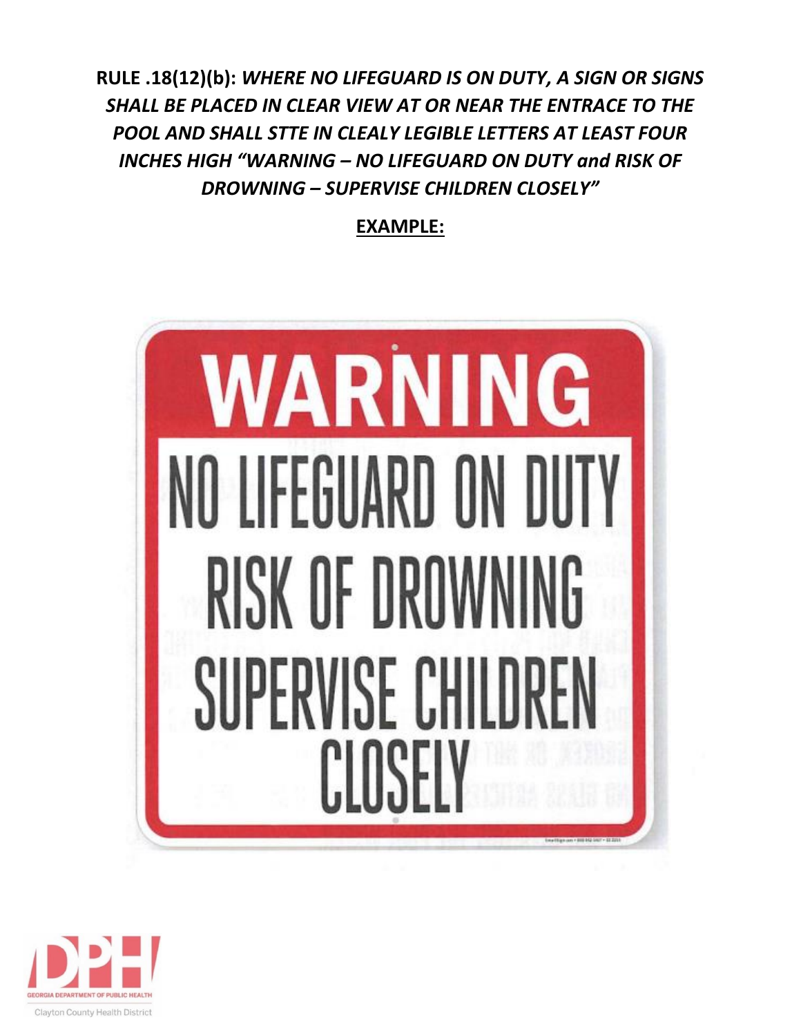**RULE .18(12)(b):** ***WHERE NO LIFEGUARD IS ON DUTY, A SIGN OR SIGNS SHALL BE PLACED IN CLEAR VIEW AT OR NEAR THE ENTRACE TO THE POOL AND SHALL STTE IN CLEALY LEGIBLE LETTERS AT LEAST FOUR INCHES HIGH "WARNING – NO LIFEGUARD ON DUTY and RISK OF DROWNING – SUPERVISE CHILDREN CLOSELY"***

**EXAMPLE:**

WARNING

NO LIFEGUARD ON DUTY

RISK OF DROWNING

SUPERVISE CHILDREN CLOSELY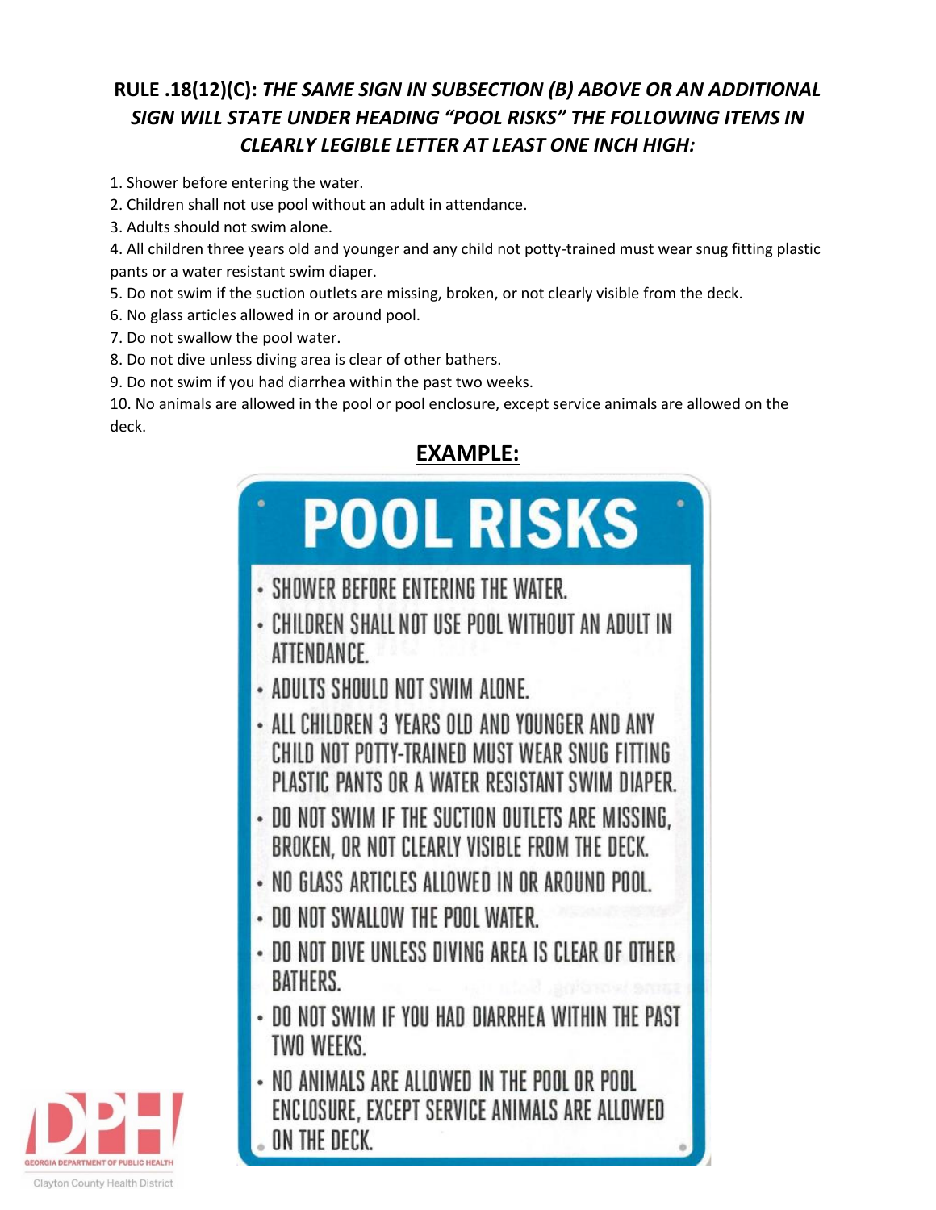## RULE .18(12)(C): *THE SAME SIGN IN SUBSECTION (B) ABOVE OR AN ADDITIONAL SIGN WILL STATE UNDER HEADING "POOL RISKS" THE FOLLOWING ITEMS IN CLEARLY LEGIBLE LETTER AT LEAST ONE INCH HIGH:*

1. Shower before entering the water.
2. Children shall not use pool without an adult in attendance.
3. Adults should not swim alone.
4. All children three years old and younger and any child not potty-trained must wear snug fitting plastic pants or a water resistant swim diaper.
5. Do not swim if the suction outlets are missing, broken, or not clearly visible from the deck.
6. No glass articles allowed in or around pool.
7. Do not swallow the pool water.
8. Do not dive unless diving area is clear of other bathers.
9. Do not swim if you had diarrhea within the past two weeks.
10. No animals are allowed in the pool or pool enclosure, except service animals are allowed on the deck.

**EXAMPLE:**

# POOL RISKS

- SHOWER BEFORE ENTERING THE WATER.
- CHILDREN SHALL NOT USE POOL WITHOUT AN ADULT IN ATTENDANCE.
- ADULTS SHOULD NOT SWIM ALONE.
- ALL CHILDREN 3 YEARS OLD AND YOUNGER AND ANY CHILD NOT POTTY-TRAINED MUST WEAR SNUG FITTING PLASTIC PANTS OR A WATER RESISTANT SWIM DIAPER.
- DO NOT SWIM IF THE SUCTION OUTLETS ARE MISSING, BROKEN, OR NOT CLEARLY VISIBLE FROM THE DECK.
- NO GLASS ARTICLES ALLOWED IN OR AROUND POOL.
- DO NOT SWALLOW THE POOL WATER.
- DO NOT DIVE UNLESS DIVING AREA IS CLEAR OF OTHER BATHERS.
- DO NOT SWIM IF YOU HAD DIARRHEA WITHIN THE PAST TWO WEEKS.
- NO ANIMALS ARE ALLOWED IN THE POOL OR POOL ENCLOSURE, EXCEPT SERVICE ANIMALS ARE ALLOWED ON THE DECK.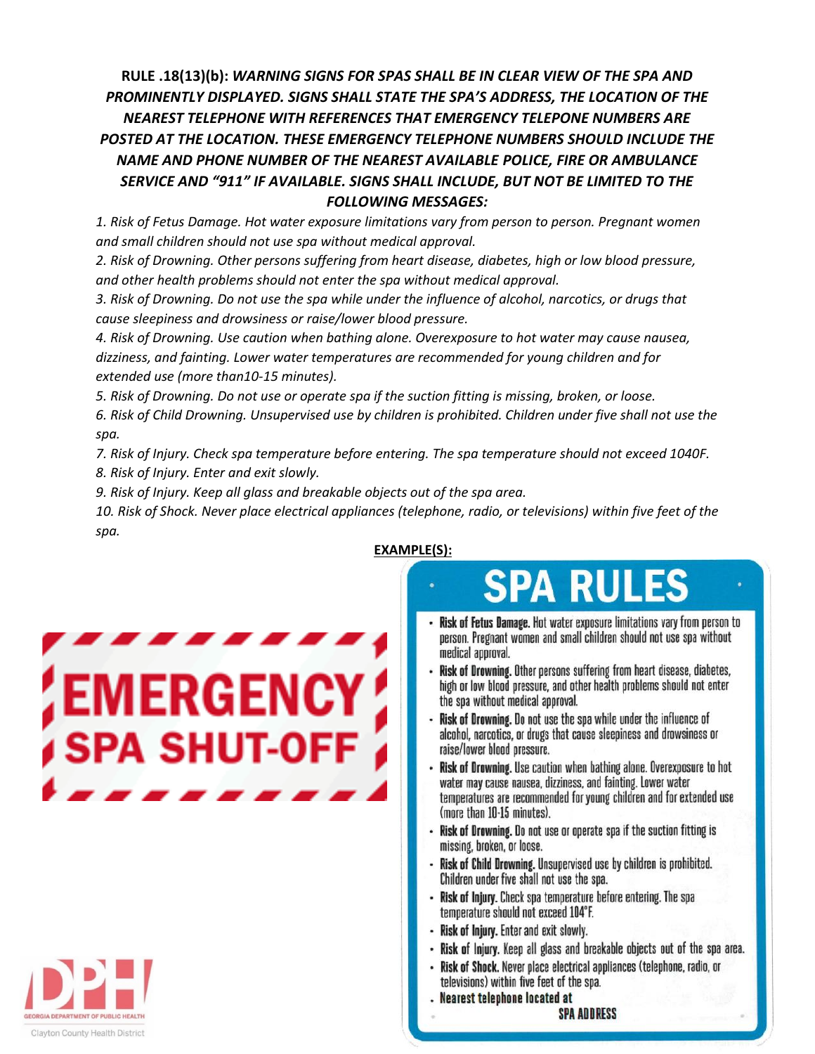**RULE .18(13)(b):** ***WARNING SIGNS FOR SPAS SHALL BE IN CLEAR VIEW OF THE SPA AND PROMINENTLY DISPLAYED. SIGNS SHALL STATE THE SPA'S ADDRESS, THE LOCATION OF THE NEAREST TELEPHONE WITH REFERENCES THAT EMERGENCY TELEPONE NUMBERS ARE POSTED AT THE LOCATION. THESE EMERGENCY TELEPHONE NUMBERS SHOULD INCLUDE THE NAME AND PHONE NUMBER OF THE NEAREST AVAILABLE POLICE, FIRE OR AMBULANCE SERVICE AND "911" IF AVAILABLE. SIGNS SHALL INCLUDE, BUT NOT BE LIMITED TO THE FOLLOWING MESSAGES:***

*1. Risk of Fetus Damage. Hot water exposure limitations vary from person to person. Pregnant women and small children should not use spa without medical approval.*

*2. Risk of Drowning. Other persons suffering from heart disease, diabetes, high or low blood pressure, and other health problems should not enter the spa without medical approval.*

*3. Risk of Drowning. Do not use the spa while under the influence of alcohol, narcotics, or drugs that cause sleepiness and drowsiness or raise/lower blood pressure.*

*4. Risk of Drowning. Use caution when bathing alone. Overexposure to hot water may cause nausea, dizziness, and fainting. Lower water temperatures are recommended for young children and for extended use (more than10-15 minutes).*

*5. Risk of Drowning. Do not use or operate spa if the suction fitting is missing, broken, or loose.*

*6. Risk of Child Drowning. Unsupervised use by children is prohibited. Children under five shall not use the spa.*

*7. Risk of Injury. Check spa temperature before entering. The spa temperature should not exceed 1040F.*

*8. Risk of Injury. Enter and exit slowly.*

*9. Risk of Injury. Keep all glass and breakable objects out of the spa area.*

*10. Risk of Shock. Never place electrical appliances (telephone, radio, or televisions) within five feet of the spa.*

**EXAMPLE(S):**

EMERGENCY SPA SHUT-OFF

# SPA RULES

- **Risk of Fetus Damage.** Hot water exposure limitations vary from person to person. Pregnant women and small children should not use spa without medical approval.
- **Risk of Drowning.** Other persons suffering from heart disease, diabetes, high or low blood pressure, and other health problems should not enter the spa without medical approval.
- **Risk of Drowning.** Do not use the spa while under the influence of alcohol, narcotics, or drugs that cause sleepiness and drowsiness or raise/lower blood pressure.
- **Risk of Drowning.** Use caution when bathing alone. Overexposure to hot water may cause nausea, dizziness, and fainting. Lower water temperatures are recommended for young children and for extended use (more than 10-15 minutes).
- **Risk of Drowning.** Do not use or operate spa if the suction fitting is missing, broken, or loose.
- **Risk of Child Drowning.** Unsupervised use by children is prohibited. Children under five shall not use the spa.
- **Risk of Injury.** Check spa temperature before entering. The spa temperature should not exceed 104°F.
- **Risk of Injury.** Enter and exit slowly.
- **Risk of Injury.** Keep all glass and breakable objects out of the spa area.
- **Risk of Shock.** Never place electrical appliances (telephone, radio, or televisions) within five feet of the spa.
- **Nearest telephone located at**

**SPA ADDRESS**

GEORGIA DEPARTMENT OF PUBLIC HEALTH

Clayton County Health District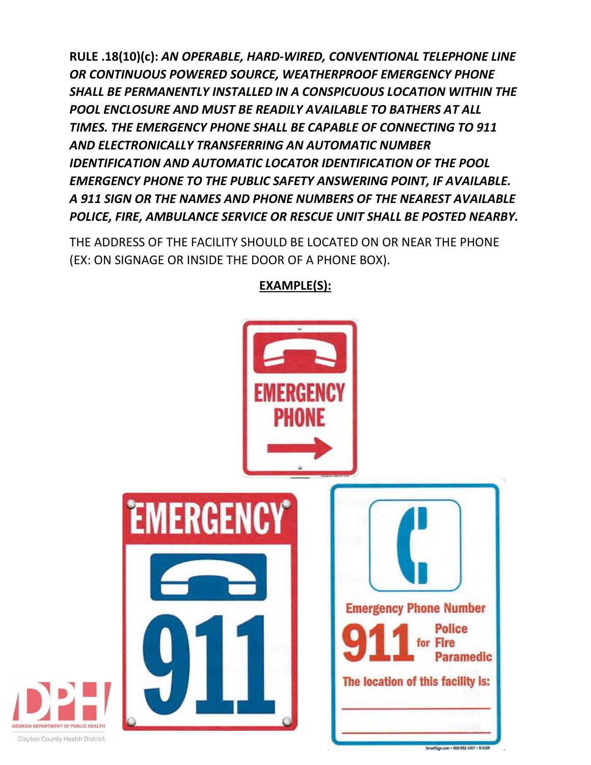**RULE .18(10)(c):** ***AN OPERABLE, HARD-WIRED, CONVENTIONAL TELEPHONE LINE OR CONTINUOUS POWERED SOURCE, WEATHERPROOF EMERGENCY PHONE SHALL BE PERMANENTLY INSTALLED IN A CONSPICUOUS LOCATION WITHIN THE POOL ENCLOSURE AND MUST BE READILY AVAILABLE TO BATHERS AT ALL TIMES. THE EMERGENCY PHONE SHALL BE CAPABLE OF CONNECTING TO 911 AND ELECTRONICALLY TRANSFERRING AN AUTOMATIC NUMBER IDENTIFICATION AND AUTOMATIC LOCATOR IDENTIFICATION OF THE POOL EMERGENCY PHONE TO THE PUBLIC SAFETY ANSWERING POINT, IF AVAILABLE. A 911 SIGN OR THE NAMES AND PHONE NUMBERS OF THE NEAREST AVAILABLE POLICE, FIRE, AMBULANCE SERVICE OR RESCUE UNIT SHALL BE POSTED NEARBY.***

THE ADDRESS OF THE FACILITY SHOULD BE LOCATED ON OR NEAR THE PHONE (EX: ON SIGNAGE OR INSIDE THE DOOR OF A PHONE BOX).

**EXAMPLE(S):**

EMERGENCY PHONE →

EMERGENCY 911

Emergency Phone Number
911 for Police Fire Paramedic
The location of this facility is: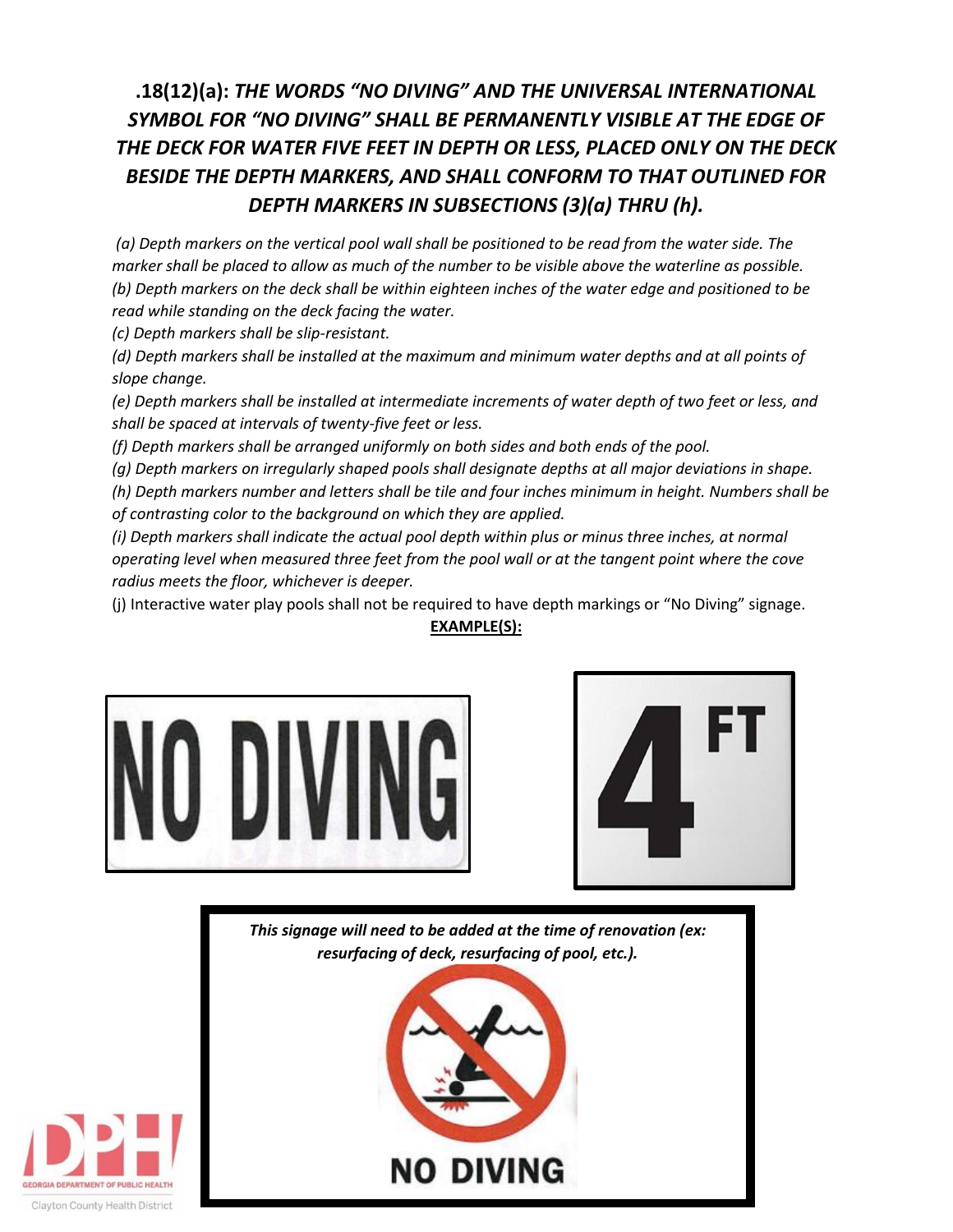## .18(12)(a): *THE WORDS "NO DIVING" AND THE UNIVERSAL INTERNATIONAL SYMBOL FOR "NO DIVING" SHALL BE PERMANENTLY VISIBLE AT THE EDGE OF THE DECK FOR WATER FIVE FEET IN DEPTH OR LESS, PLACED ONLY ON THE DECK BESIDE THE DEPTH MARKERS, AND SHALL CONFORM TO THAT OUTLINED FOR DEPTH MARKERS IN SUBSECTIONS (3)(a) THRU (h).*

*(a) Depth markers on the vertical pool wall shall be positioned to be read from the water side. The marker shall be placed to allow as much of the number to be visible above the waterline as possible.*
*(b) Depth markers on the deck shall be within eighteen inches of the water edge and positioned to be read while standing on the deck facing the water.*
*(c) Depth markers shall be slip-resistant.*
*(d) Depth markers shall be installed at the maximum and minimum water depths and at all points of slope change.*
*(e) Depth markers shall be installed at intermediate increments of water depth of two feet or less, and shall be spaced at intervals of twenty-five feet or less.*
*(f) Depth markers shall be arranged uniformly on both sides and both ends of the pool.*
*(g) Depth markers on irregularly shaped pools shall designate depths at all major deviations in shape.*
*(h) Depth markers number and letters shall be tile and four inches minimum in height. Numbers shall be of contrasting color to the background on which they are applied.*
*(i) Depth markers shall indicate the actual pool depth within plus or minus three inches, at normal operating level when measured three feet from the pool wall or at the tangent point where the cove radius meets the floor, whichever is deeper.*
(j) Interactive water play pools shall not be required to have depth markings or "No Diving" signage.

**EXAMPLE(S):**

NO DIVING

4 FT

***This signage will need to be added at the time of renovation (ex: resurfacing of deck, resurfacing of pool, etc.).***

NO DIVING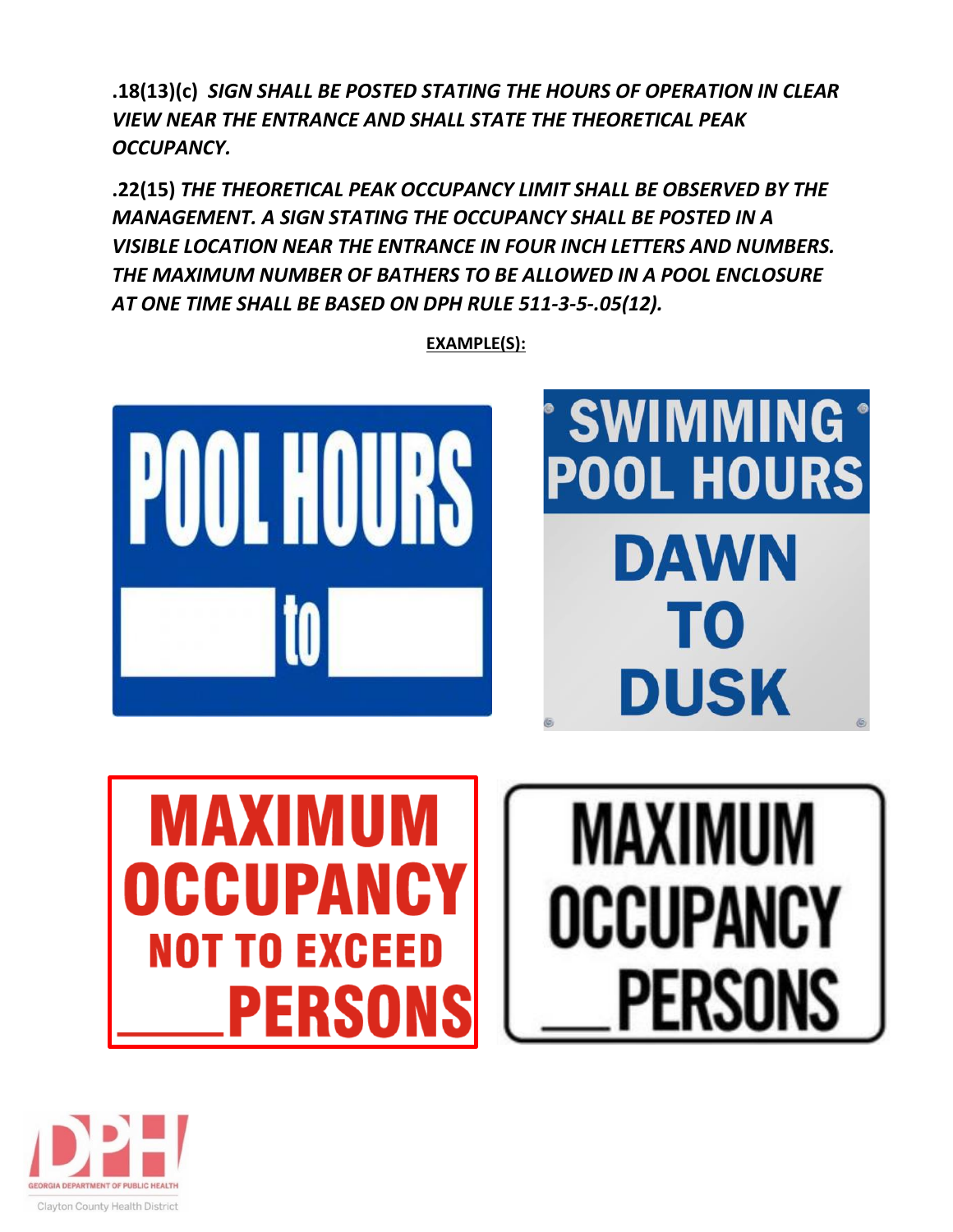**.18(13)(c)** ***SIGN SHALL BE POSTED STATING THE HOURS OF OPERATION IN CLEAR VIEW NEAR THE ENTRANCE AND SHALL STATE THE THEORETICAL PEAK OCCUPANCY.***

**.22(15)** ***THE THEORETICAL PEAK OCCUPANCY LIMIT SHALL BE OBSERVED BY THE MANAGEMENT. A SIGN STATING THE OCCUPANCY SHALL BE POSTED IN A VISIBLE LOCATION NEAR THE ENTRANCE IN FOUR INCH LETTERS AND NUMBERS. THE MAXIMUM NUMBER OF BATHERS TO BE ALLOWED IN A POOL ENCLOSURE AT ONE TIME SHALL BE BASED ON DPH RULE 511-3-5-.05(12).***

**EXAMPLE(S):**

POOL HOURS ______ to ______

SWIMMING POOL HOURS DAWN TO DUSK

MAXIMUM OCCUPANCY NOT TO EXCEED ____ PERSONS

MAXIMUM OCCUPANCY ____ PERSONS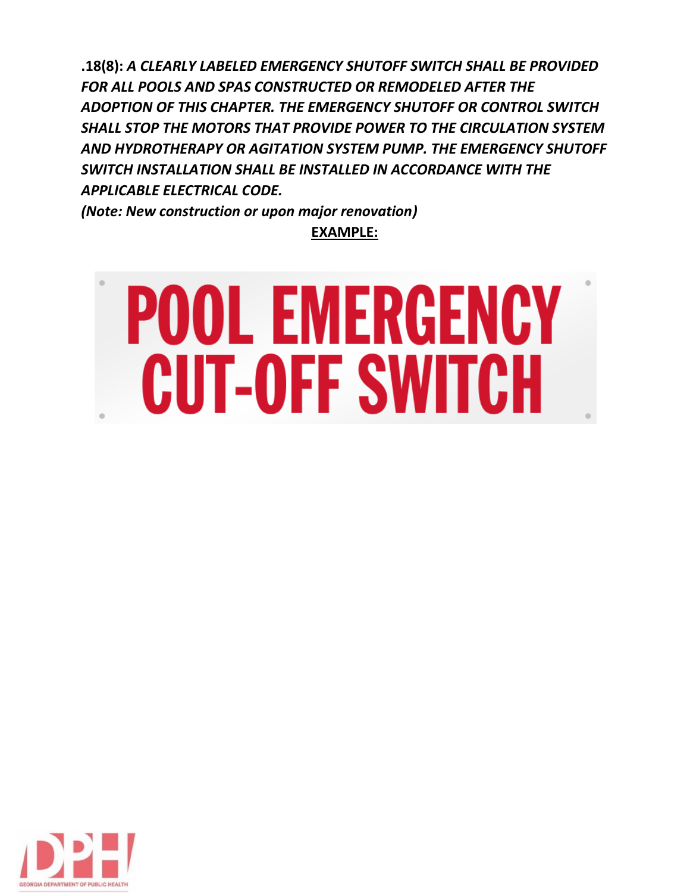**.18(8):** ***A CLEARLY LABELED EMERGENCY SHUTOFF SWITCH SHALL BE PROVIDED FOR ALL POOLS AND SPAS CONSTRUCTED OR REMODELED AFTER THE ADOPTION OF THIS CHAPTER. THE EMERGENCY SHUTOFF OR CONTROL SWITCH SHALL STOP THE MOTORS THAT PROVIDE POWER TO THE CIRCULATION SYSTEM AND HYDROTHERAPY OR AGITATION SYSTEM PUMP. THE EMERGENCY SHUTOFF SWITCH INSTALLATION SHALL BE INSTALLED IN ACCORDANCE WITH THE APPLICABLE ELECTRICAL CODE.***

***(Note: New construction or upon major renovation)***

**EXAMPLE:**

POOL EMERGENCY
CUT-OFF SWITCH